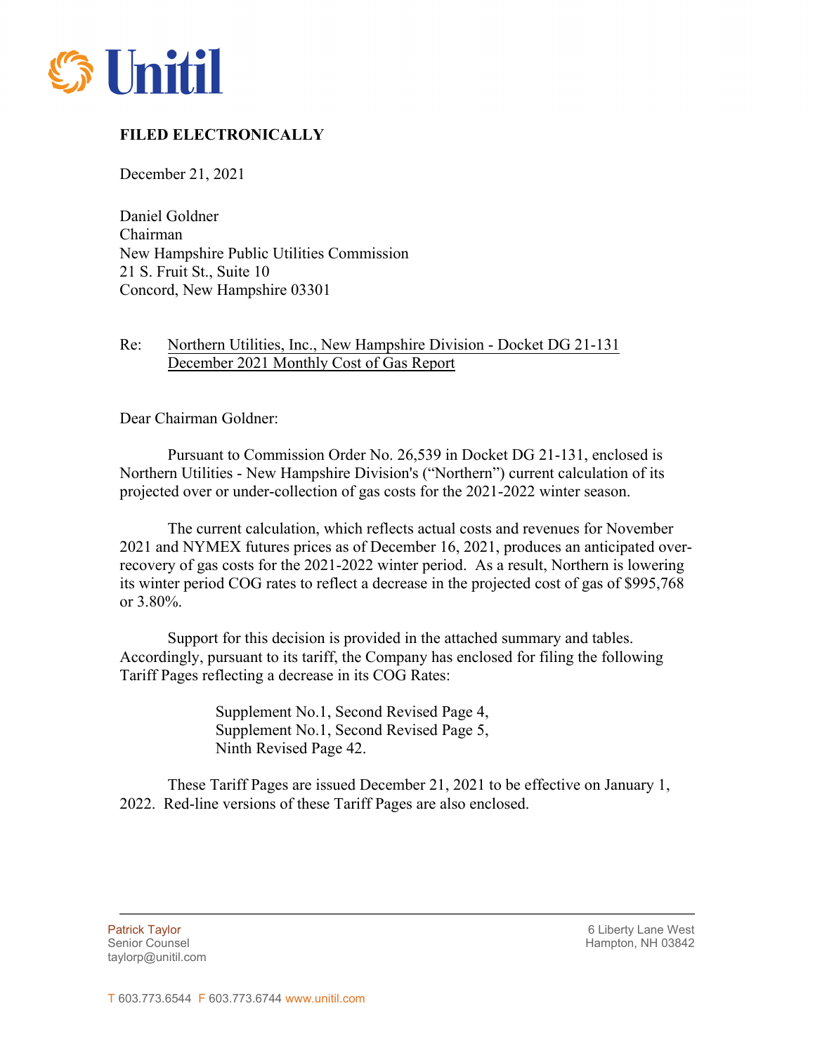Unitil

**FILED ELECTRONICALLY**

December 21, 2021

Daniel Goldner
Chairman
New Hampshire Public Utilities Commission
21 S. Fruit St., Suite 10
Concord, New Hampshire 03301

Re: Northern Utilities, Inc., New Hampshire Division - Docket DG 21-131
December 2021 Monthly Cost of Gas Report

Dear Chairman Goldner:

Pursuant to Commission Order No. 26,539 in Docket DG 21-131, enclosed is Northern Utilities - New Hampshire Division's ("Northern") current calculation of its projected over or under-collection of gas costs for the 2021-2022 winter season.

The current calculation, which reflects actual costs and revenues for November 2021 and NYMEX futures prices as of December 16, 2021, produces an anticipated over-recovery of gas costs for the 2021-2022 winter period. As a result, Northern is lowering its winter period COG rates to reflect a decrease in the projected cost of gas of $995,768 or 3.80%.

Support for this decision is provided in the attached summary and tables. Accordingly, pursuant to its tariff, the Company has enclosed for filing the following Tariff Pages reflecting a decrease in its COG Rates:

Supplement No.1, Second Revised Page 4,
Supplement No.1, Second Revised Page 5,
Ninth Revised Page 42.

These Tariff Pages are issued December 21, 2021 to be effective on January 1, 2022. Red-line versions of these Tariff Pages are also enclosed.

Patrick Taylor
Senior Counsel
taylorp@unitil.com

6 Liberty Lane West
Hampton, NH 03842

T 603.773.6544 F 603.773.6744 www.unitil.com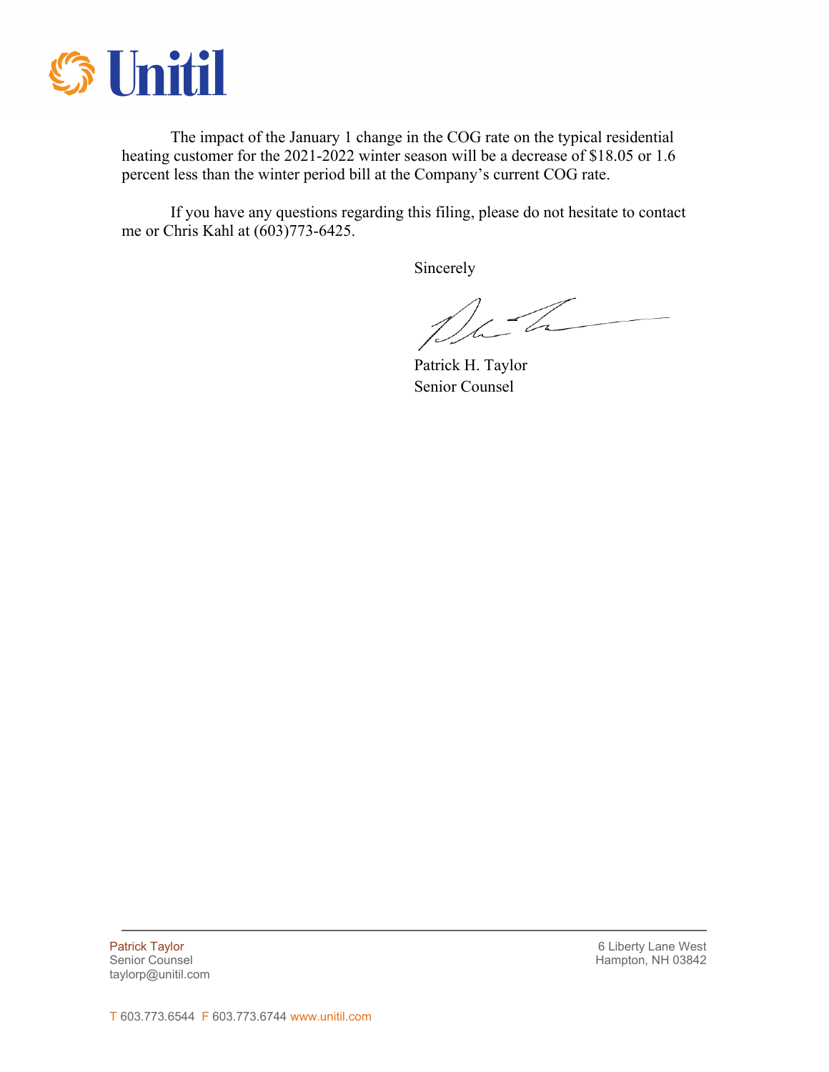The impact of the January 1 change in the COG rate on the typical residential heating customer for the 2021-2022 winter season will be a decrease of $18.05 or 1.6 percent less than the winter period bill at the Company's current COG rate.

If you have any questions regarding this filing, please do not hesitate to contact me or Chris Kahl at (603)773-6425.

Sincerely

Patrick H. Taylor
Senior Counsel

Patrick Taylor
Senior Counsel
taylorp@unitil.com

6 Liberty Lane West
Hampton, NH 03842

T 603.773.6544 F 603.773.6744 www.unitil.com